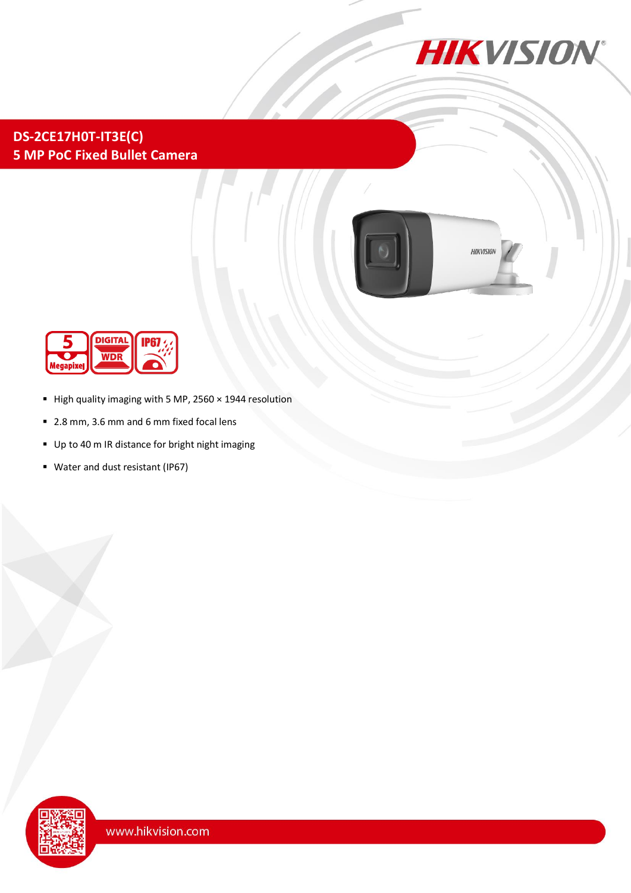# DS-2CE17H0T-IT3E(C)
## 5 MP PoC Fixed Bullet Camera

- High quality imaging with 5 MP, 2560 × 1944 resolution
- 2.8 mm, 3.6 mm and 6 mm fixed focal lens
- Up to 40 m IR distance for bright night imaging
- Water and dust resistant (IP67)

www.hikvision.com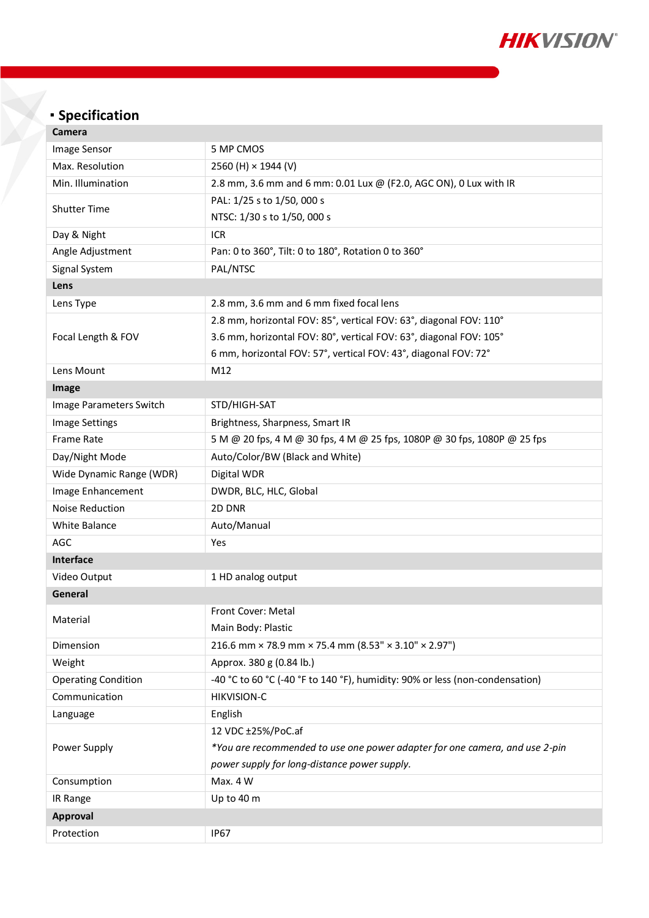## ▪ Specification

| | |
|---|---|
| **Camera** | |
| Image Sensor | 5 MP CMOS |
| Max. Resolution | 2560 (H) × 1944 (V) |
| Min. Illumination | 2.8 mm, 3.6 mm and 6 mm: 0.01 Lux @ (F2.0, AGC ON), 0 Lux with IR |
| Shutter Time | PAL: 1/25 s to 1/50, 000 s<br>NTSC: 1/30 s to 1/50, 000 s |
| Day & Night | ICR |
| Angle Adjustment | Pan: 0 to 360°, Tilt: 0 to 180°, Rotation 0 to 360° |
| Signal System | PAL/NTSC |
| **Lens** | |
| Lens Type | 2.8 mm, 3.6 mm and 6 mm fixed focal lens |
| Focal Length & FOV | 2.8 mm, horizontal FOV: 85°, vertical FOV: 63°, diagonal FOV: 110°<br>3.6 mm, horizontal FOV: 80°, vertical FOV: 63°, diagonal FOV: 105°<br>6 mm, horizontal FOV: 57°, vertical FOV: 43°, diagonal FOV: 72° |
| Lens Mount | M12 |
| **Image** | |
| Image Parameters Switch | STD/HIGH-SAT |
| Image Settings | Brightness, Sharpness, Smart IR |
| Frame Rate | 5 M @ 20 fps, 4 M @ 30 fps, 4 M @ 25 fps, 1080P @ 30 fps, 1080P @ 25 fps |
| Day/Night Mode | Auto/Color/BW (Black and White) |
| Wide Dynamic Range (WDR) | Digital WDR |
| Image Enhancement | DWDR, BLC, HLC, Global |
| Noise Reduction | 2D DNR |
| White Balance | Auto/Manual |
| AGC | Yes |
| **Interface** | |
| Video Output | 1 HD analog output |
| **General** | |
| Material | Front Cover: Metal<br>Main Body: Plastic |
| Dimension | 216.6 mm × 78.9 mm × 75.4 mm (8.53" × 3.10" × 2.97") |
| Weight | Approx. 380 g (0.84 lb.) |
| Operating Condition | -40 °C to 60 °C (-40 °F to 140 °F), humidity: 90% or less (non-condensation) |
| Communication | HIKVISION-C |
| Language | English |
| Power Supply | 12 VDC ±25%/PoC.af<br>*\*You are recommended to use one power adapter for one camera, and use 2-pin power supply for long-distance power supply.* |
| Consumption | Max. 4 W |
| IR Range | Up to 40 m |
| **Approval** | |
| Protection | IP67 |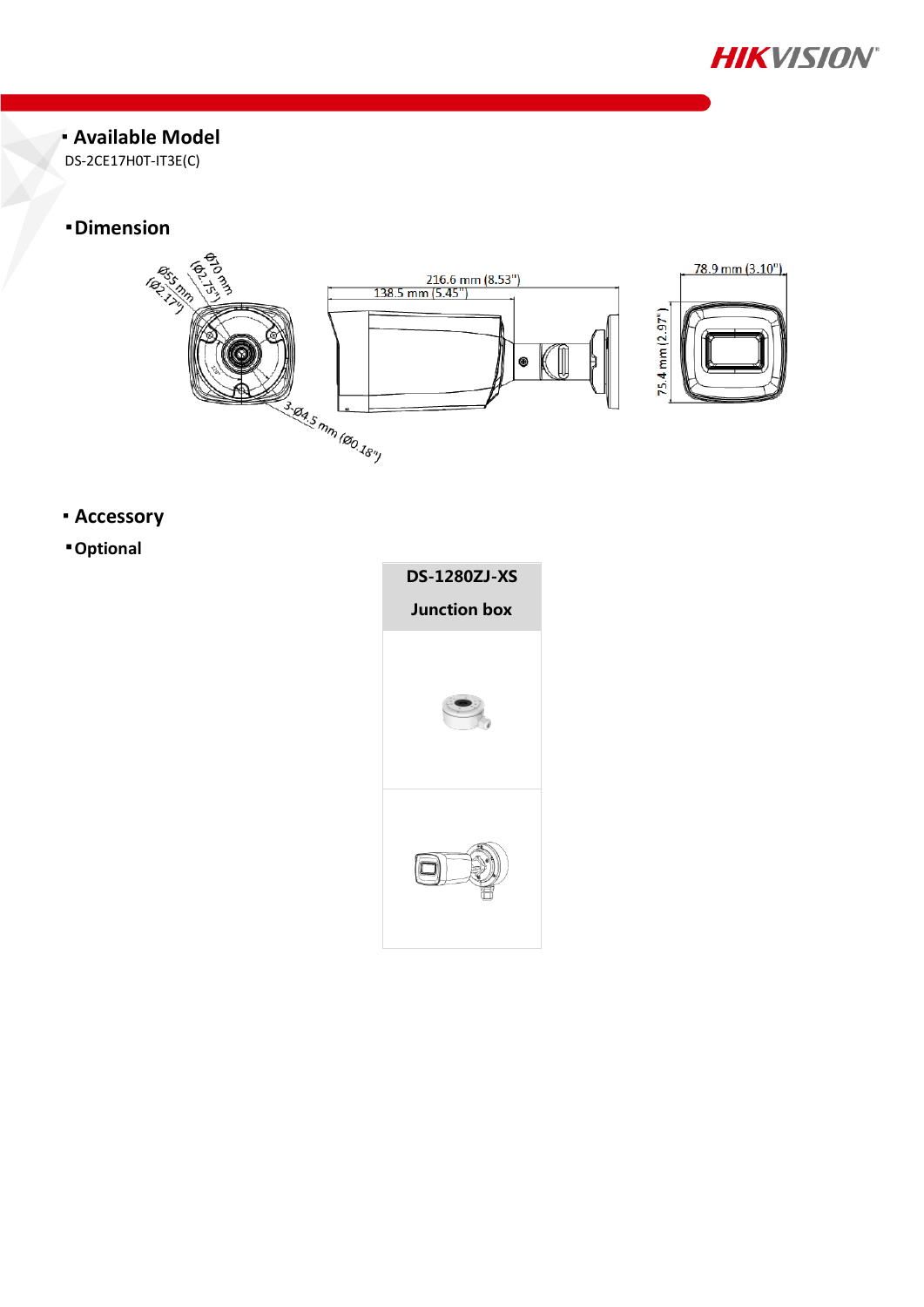## Available Model

DS-2CE17H0T-IT3E(C)

## Dimension

Ø70 mm (Ø2.75")

Ø55 mm (Ø2.17")

3-Ø4.5 mm (Ø0.18")

216.6 mm (8.53")

138.5 mm (5.45")

78.9 mm (3.10")

75.4 mm (2.97")

## Accessory

### Optional

| DS-1280ZJ-XS Junction box |
|---|
| |
| |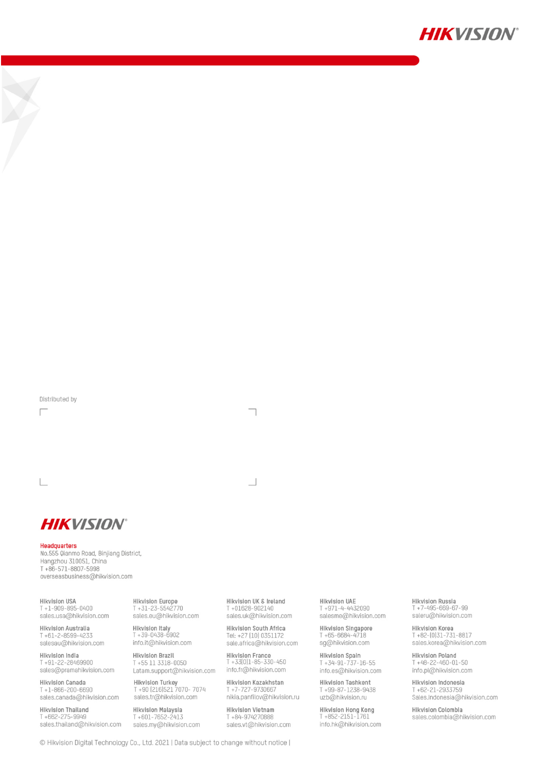Distributed by

HIKVISION

**Headquarters**
No.555 Qianmo Road, Binjiang District,
Hangzhou 310051, China
T +86-571-8807-5998
overseasbusiness@hikvision.com

**Hikvision USA**
T +1-909-895-0400
sales.usa@hikvision.com

**Hikvision Europe**
T +31-23-5542770
sales.eu@hikvision.com

**Hikvision UK & Ireland**
T +01628-902140
sales.uk@hikvision.com

**Hikvision UAE**
T +971-4-4432090
salesme@hikvision.com

**Hikvision Russia**
T +7-495-669-67-99
saleru@hikvision.com

**Hikvision Australia**
T +61-2-8599-4233
salesau@hikvision.com

**Hikvision Italy**
T +39-0438-6902
info.it@hikvision.com

**Hikvision South Africa**
Tel: +27 (10) 0351172
sale.africa@hikvision.com

**Hikvision Singapore**
T +65-6684-4718
sg@hikvision.com

**Hikvision Korea**
T +82-(0)31-731-8817
sales.korea@hikvision.com

**Hikvision India**
T +91-22-28469900
sales@pramahikvision.com

**Hikvision Brazil**
T +55 11 3318-0050
Latam.support@hikvision.com

**Hikvision France**
T +33(0)1-85-330-450
info.fr@hikvision.com

**Hikvision Spain**
T +34-91-737-16-55
info.es@hikvision.com

**Hikvision Poland**
T +48-22-460-01-50
info.pl@hikvision.com

**Hikvision Canada**
T +1-866-200-6690
sales.canada@hikvision.com

**Hikvision Turkey**
T +90 (216)521 7070- 7074
sales.tr@hikvision.com

**Hikvision Kazakhstan**
T +7-727-9730667
nikia.panfilov@hikvision.ru

**Hikvision Tashkent**
T +99-87-1238-9438
uzb@hikvision.ru

**Hikvision Indonesia**
T +62-21-2933759
Sales.Indonesia@hikvision.com

**Hikvision Thailand**
T +662-275-9949
sales.thailand@hikvision.com

**Hikvision Malaysia**
T +601-7652-2413
sales.my@hikvision.com

**Hikvision Vietnam**
T +84-974270888
sales.vt@hikvision.com

**Hikvision Hong Kong**
T +852-2151-1761
info.hk@hikvision.com

**Hikvision Colombia**
sales.colombia@hikvision.com

© Hikvision Digital Technology Co., Ltd. 2021 | Data subject to change without notice |